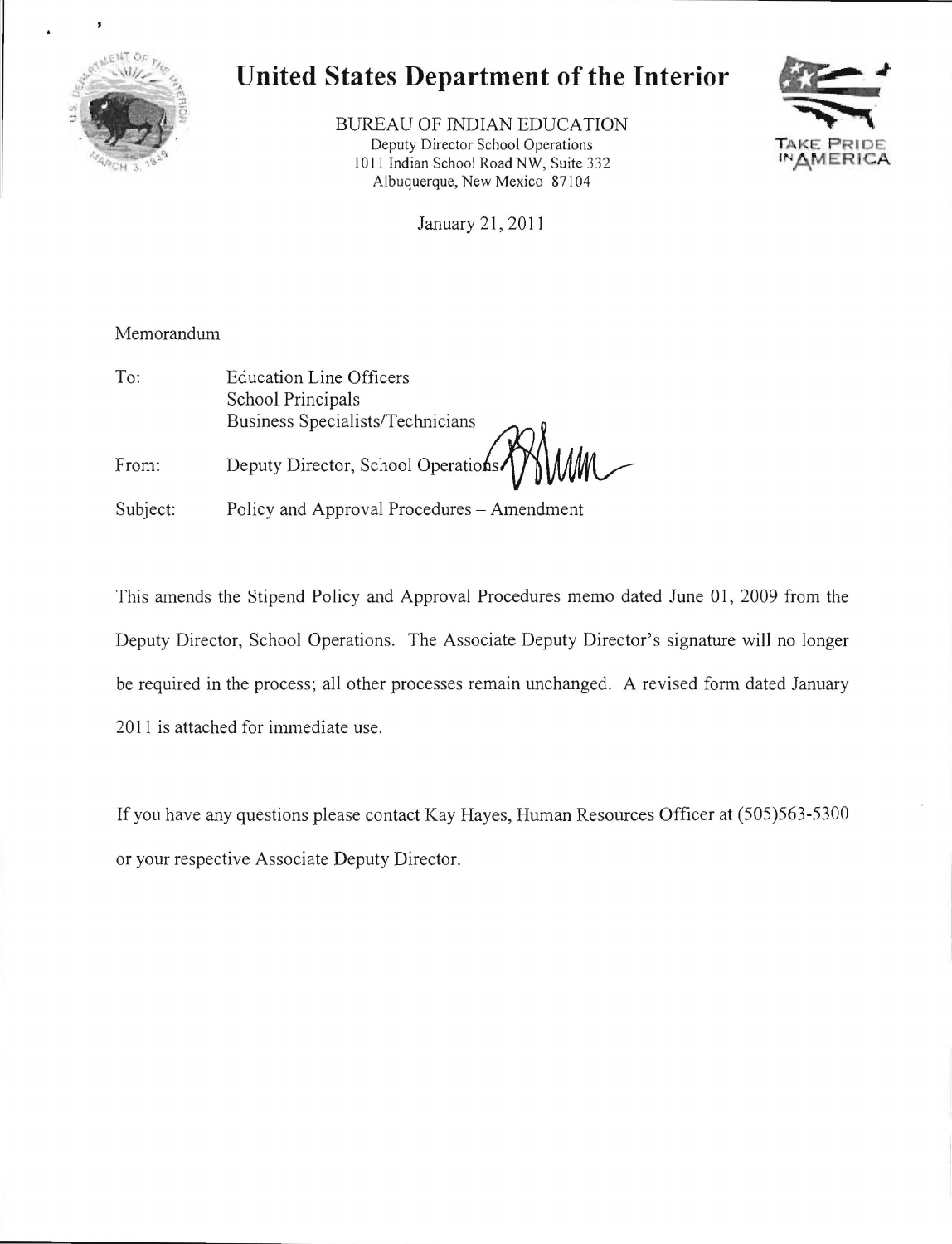# United States Department of the Interior

BUREAU OF INDIAN EDUCATION
Deputy Director School Operations
1011 Indian School Road NW, Suite 332
Albuquerque, New Mexico 87104

TAKE PRIDE IN AMERICA

January 21, 2011

Memorandum

To: Education Line Officers
School Principals
Business Specialists/Technicians

From: Deputy Director, School Operations

Subject: Policy and Approval Procedures – Amendment

This amends the Stipend Policy and Approval Procedures memo dated June 01, 2009 from the Deputy Director, School Operations. The Associate Deputy Director's signature will no longer be required in the process; all other processes remain unchanged. A revised form dated January 2011 is attached for immediate use.

If you have any questions please contact Kay Hayes, Human Resources Officer at (505)563-5300 or your respective Associate Deputy Director.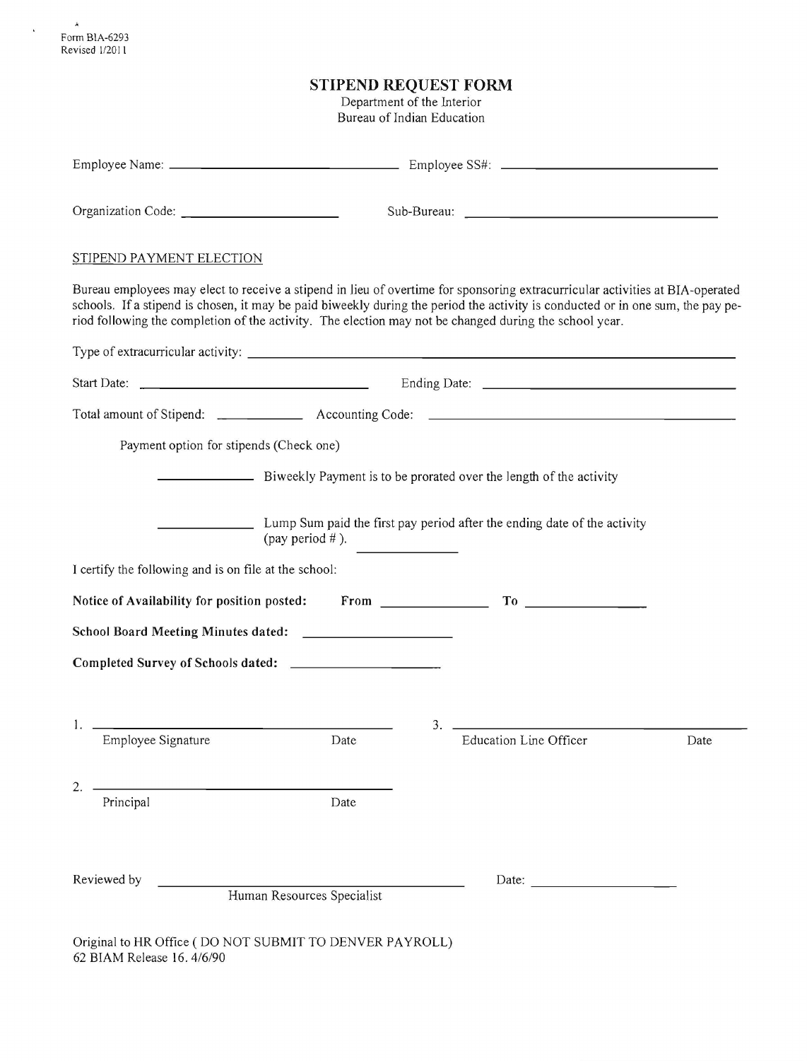Form BIA-6293
Revised 1/2011

# STIPEND REQUEST FORM

Department of the Interior
Bureau of Indian Education

Employee Name: ______________________________ Employee SS#: ______________________________

Organization Code: ______________________ Sub-Bureau: ______________________________

STIPEND PAYMENT ELECTION

Bureau employees may elect to receive a stipend in lieu of overtime for sponsoring extracurricular activities at BIA-operated schools. If a stipend is chosen, it may be paid biweekly during the period the activity is conducted or in one sum, the pay period following the completion of the activity. The election may not be changed during the school year.

Type of extracurricular activity: ____________________________________________________________

Start Date: ______________________________ Ending Date: ______________________________

Total amount of Stipend: ____________ Accounting Code: ______________________________________

Payment option for stipends (Check one)

____________ Biweekly Payment is to be prorated over the length of the activity

____________ Lump Sum paid the first pay period after the ending date of the activity (pay period # ). ____________

I certify the following and is on file at the school:

**Notice of Availability for position posted: From** ______________ **To** ______________

**School Board Meeting Minutes dated:** ____________________

**Completed Survey of Schools dated:** ____________________

1. ______________________________________________
Employee Signature Date

2. ______________________________________________
Principal Date

3. ______________________________________________
Education Line Officer Date

Reviewed by ______________________________________ Date: ____________________
Human Resources Specialist

Original to HR Office ( DO NOT SUBMIT TO DENVER PAYROLL)
62 BIAM Release 16. 4/6/90